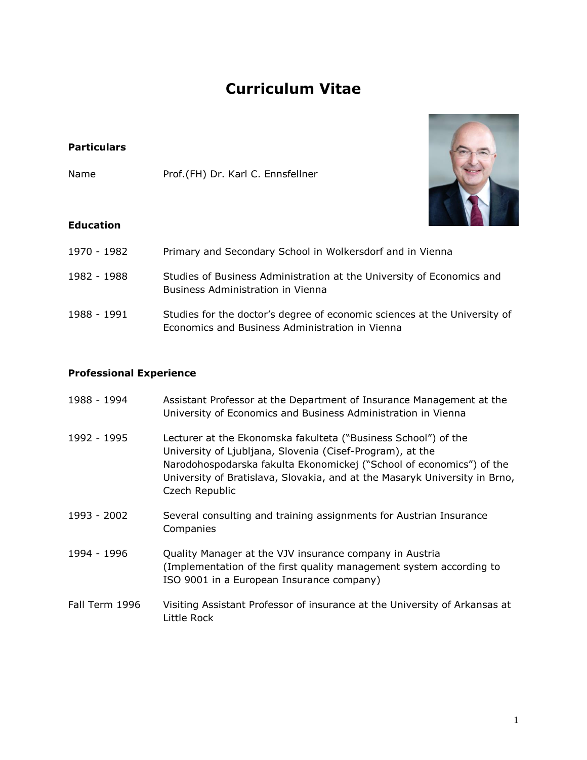# Curriculum Vitae

## Particulars

Name Prof.(FH) Dr. Karl C. Ennsfellner

## Education

| | |
|---|---|
| 1970 - 1982 | Primary and Secondary School in Wolkersdorf and in Vienna |
| 1982 - 1988 | Studies of Business Administration at the University of Economics and Business Administration in Vienna |
| 1988 - 1991 | Studies for the doctor's degree of economic sciences at the University of Economics and Business Administration in Vienna |

## Professional Experience

| | |
|---|---|
| 1988 - 1994 | Assistant Professor at the Department of Insurance Management at the University of Economics and Business Administration in Vienna |
| 1992 - 1995 | Lecturer at the Ekonomska fakulteta ("Business School") of the University of Ljubljana, Slovenia (Cisef-Program), at the Narodohospodarska fakulta Ekonomickej ("School of economics") of the University of Bratislava, Slovakia, and at the Masaryk University in Brno, Czech Republic |
| 1993 - 2002 | Several consulting and training assignments for Austrian Insurance Companies |
| 1994 - 1996 | Quality Manager at the VJV insurance company in Austria (Implementation of the first quality management system according to ISO 9001 in a European Insurance company) |
| Fall Term 1996 | Visiting Assistant Professor of insurance at the University of Arkansas at Little Rock |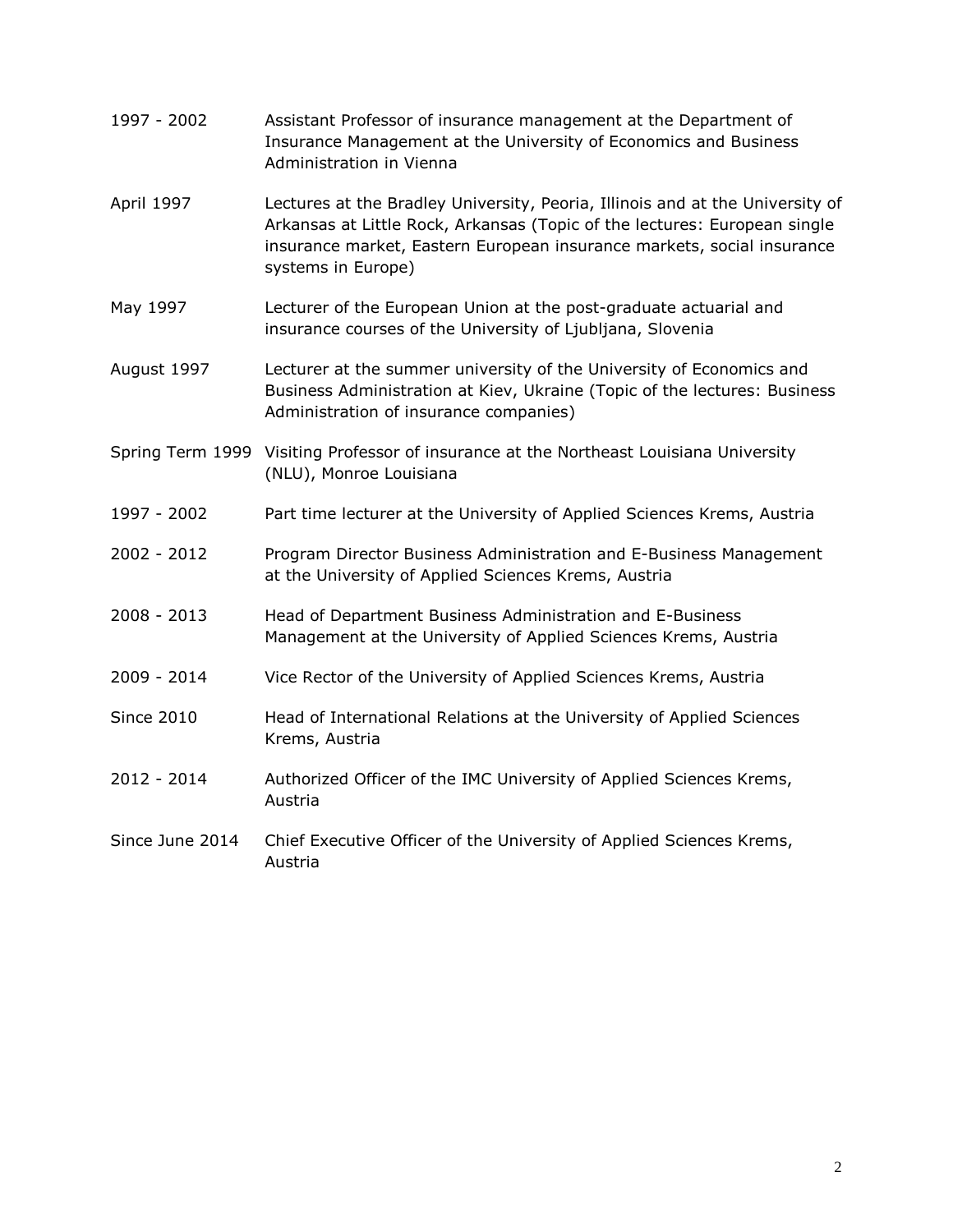| | |
|---|---|
| 1997 - 2002 | Assistant Professor of insurance management at the Department of Insurance Management at the University of Economics and Business Administration in Vienna |
| April 1997 | Lectures at the Bradley University, Peoria, Illinois and at the University of Arkansas at Little Rock, Arkansas (Topic of the lectures: European single insurance market, Eastern European insurance markets, social insurance systems in Europe) |
| May 1997 | Lecturer of the European Union at the post-graduate actuarial and insurance courses of the University of Ljubljana, Slovenia |
| August 1997 | Lecturer at the summer university of the University of Economics and Business Administration at Kiev, Ukraine (Topic of the lectures: Business Administration of insurance companies) |
| Spring Term 1999 | Visiting Professor of insurance at the Northeast Louisiana University (NLU), Monroe Louisiana |
| 1997 - 2002 | Part time lecturer at the University of Applied Sciences Krems, Austria |
| 2002 - 2012 | Program Director Business Administration and E-Business Management at the University of Applied Sciences Krems, Austria |
| 2008 - 2013 | Head of Department Business Administration and E-Business Management at the University of Applied Sciences Krems, Austria |
| 2009 - 2014 | Vice Rector of the University of Applied Sciences Krems, Austria |
| Since 2010 | Head of International Relations at the University of Applied Sciences Krems, Austria |
| 2012 - 2014 | Authorized Officer of the IMC University of Applied Sciences Krems, Austria |
| Since June 2014 | Chief Executive Officer of the University of Applied Sciences Krems, Austria |